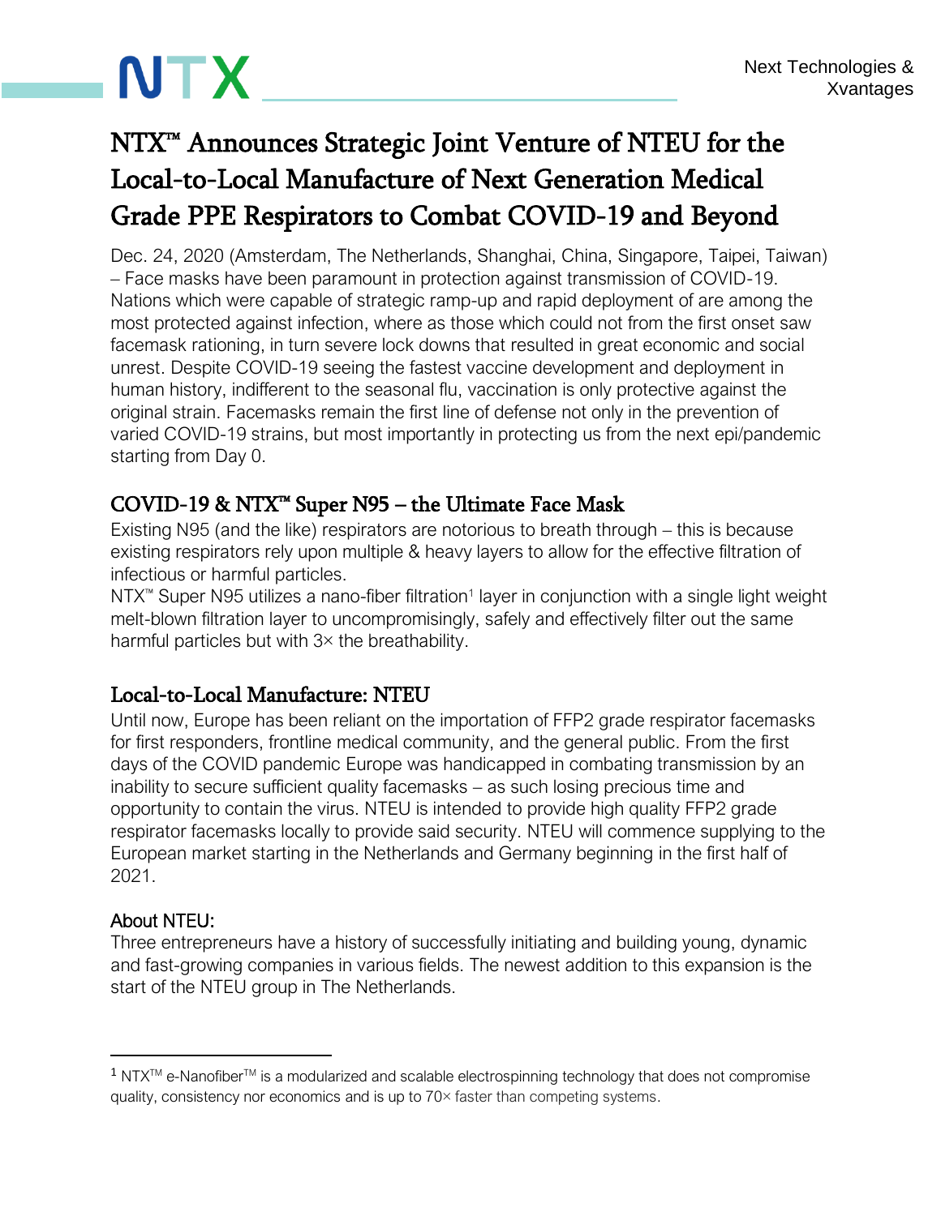NTX

Next Technologies & Xvantages

# NTX™ Announces Strategic Joint Venture of NTEU for the Local-to-Local Manufacture of Next Generation Medical Grade PPE Respirators to Combat COVID-19 and Beyond

Dec. 24, 2020 (Amsterdam, The Netherlands, Shanghai, China, Singapore, Taipei, Taiwan) – Face masks have been paramount in protection against transmission of COVID-19. Nations which were capable of strategic ramp-up and rapid deployment of are among the most protected against infection, where as those which could not from the first onset saw facemask rationing, in turn severe lock downs that resulted in great economic and social unrest. Despite COVID-19 seeing the fastest vaccine development and deployment in human history, indifferent to the seasonal flu, vaccination is only protective against the original strain. Facemasks remain the first line of defense not only in the prevention of varied COVID-19 strains, but most importantly in protecting us from the next epi/pandemic starting from Day 0.

## COVID-19 & NTX™ Super N95 – the Ultimate Face Mask

Existing N95 (and the like) respirators are notorious to breath through – this is because existing respirators rely upon multiple & heavy layers to allow for the effective filtration of infectious or harmful particles.

NTX™ Super N95 utilizes a nano-fiber filtration[1] layer in conjunction with a single light weight melt-blown filtration layer to uncompromisingly, safely and effectively filter out the same harmful particles but with 3× the breathability.

## Local-to-Local Manufacture: NTEU

Until now, Europe has been reliant on the importation of FFP2 grade respirator facemasks for first responders, frontline medical community, and the general public. From the first days of the COVID pandemic Europe was handicapped in combating transmission by an inability to secure sufficient quality facemasks – as such losing precious time and opportunity to contain the virus. NTEU is intended to provide high quality FFP2 grade respirator facemasks locally to provide said security. NTEU will commence supplying to the European market starting in the Netherlands and Germany beginning in the first half of 2021.

### About NTEU:

Three entrepreneurs have a history of successfully initiating and building young, dynamic and fast-growing companies in various fields. The newest addition to this expansion is the start of the NTEU group in The Netherlands.

---

[1] NTX™ e-Nanofiber™ is a modularized and scalable electrospinning technology that does not compromise quality, consistency nor economics and is up to 70× faster than competing systems.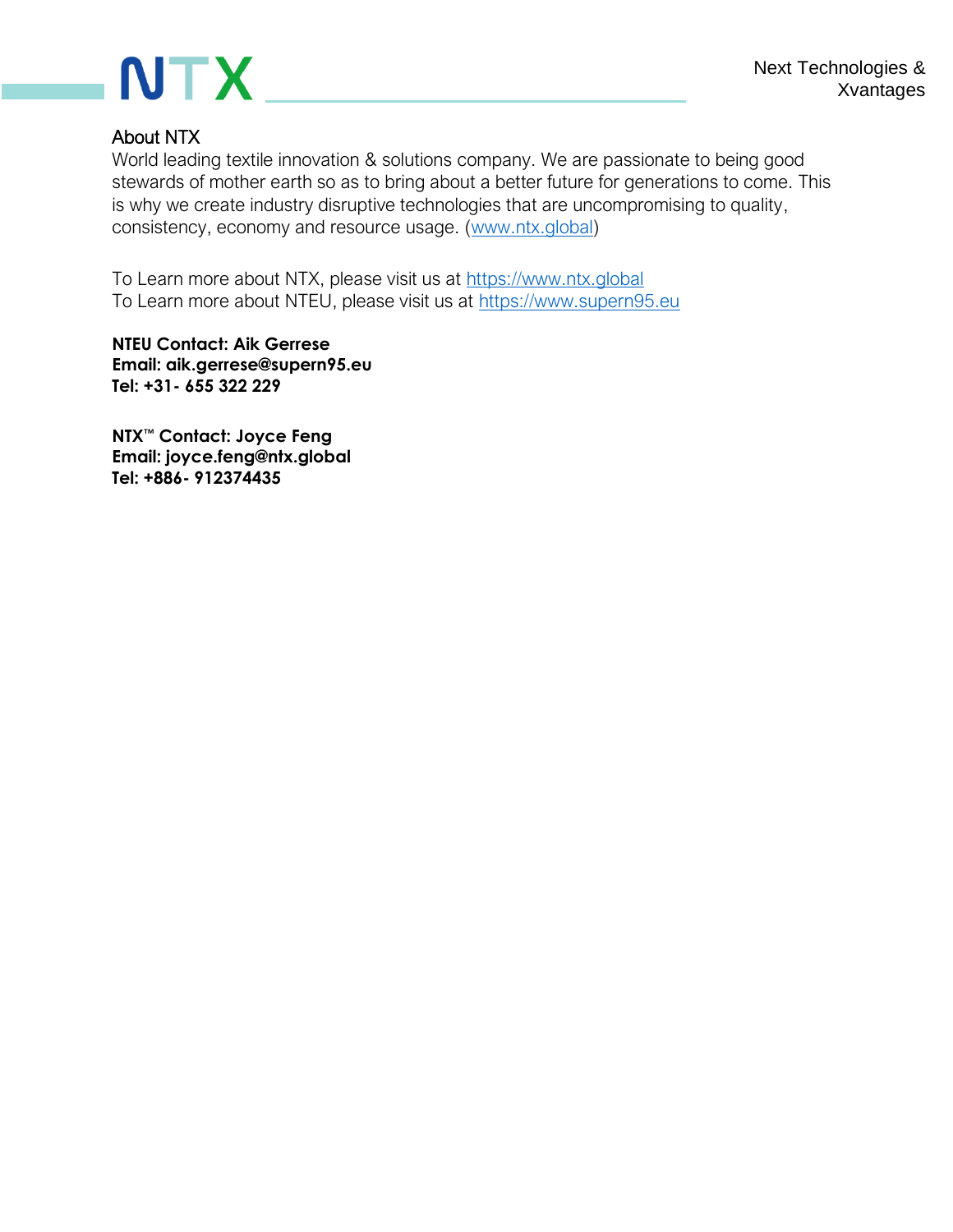## About NTX

World leading textile innovation & solutions company. We are passionate to being good stewards of mother earth so as to bring about a better future for generations to come. This is why we create industry disruptive technologies that are uncompromising to quality, consistency, economy and resource usage. (www.ntx.global)

To Learn more about NTX, please visit us at https://www.ntx.global
To Learn more about NTEU, please visit us at https://www.supern95.eu

**NTEU Contact: Aik Gerrese**
**Email: aik.gerrese@supern95.eu**
**Tel: +31- 655 322 229**

**NTX™ Contact: Joyce Feng**
**Email: joyce.feng@ntx.global**
**Tel: +886- 912374435**